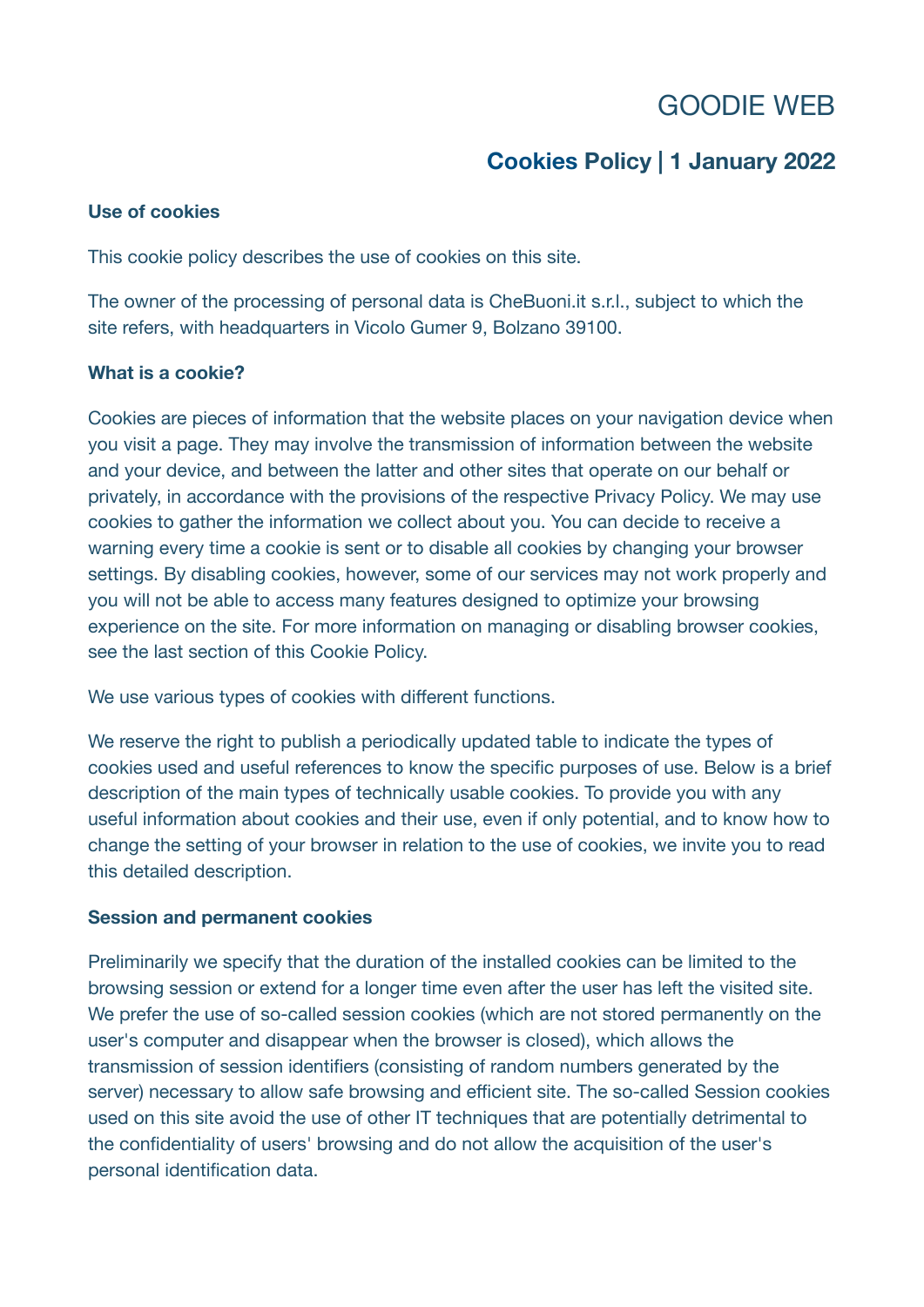# GOODIE WEB

## Cookies Policy | 1 January 2022

### Use of cookies

This cookie policy describes the use of cookies on this site.

The owner of the processing of personal data is CheBuoni.it s.r.l., subject to which the site refers, with headquarters in Vicolo Gumer 9, Bolzano 39100.

### What is a cookie?

Cookies are pieces of information that the website places on your navigation device when you visit a page. They may involve the transmission of information between the website and your device, and between the latter and other sites that operate on our behalf or privately, in accordance with the provisions of the respective Privacy Policy. We may use cookies to gather the information we collect about you. You can decide to receive a warning every time a cookie is sent or to disable all cookies by changing your browser settings. By disabling cookies, however, some of our services may not work properly and you will not be able to access many features designed to optimize your browsing experience on the site. For more information on managing or disabling browser cookies, see the last section of this Cookie Policy.

We use various types of cookies with different functions.

We reserve the right to publish a periodically updated table to indicate the types of cookies used and useful references to know the specific purposes of use. Below is a brief description of the main types of technically usable cookies. To provide you with any useful information about cookies and their use, even if only potential, and to know how to change the setting of your browser in relation to the use of cookies, we invite you to read this detailed description.

### Session and permanent cookies

Preliminarily we specify that the duration of the installed cookies can be limited to the browsing session or extend for a longer time even after the user has left the visited site. We prefer the use of so-called session cookies (which are not stored permanently on the user's computer and disappear when the browser is closed), which allows the transmission of session identifiers (consisting of random numbers generated by the server) necessary to allow safe browsing and efficient site. The so-called Session cookies used on this site avoid the use of other IT techniques that are potentially detrimental to the confidentiality of users' browsing and do not allow the acquisition of the user's personal identification data.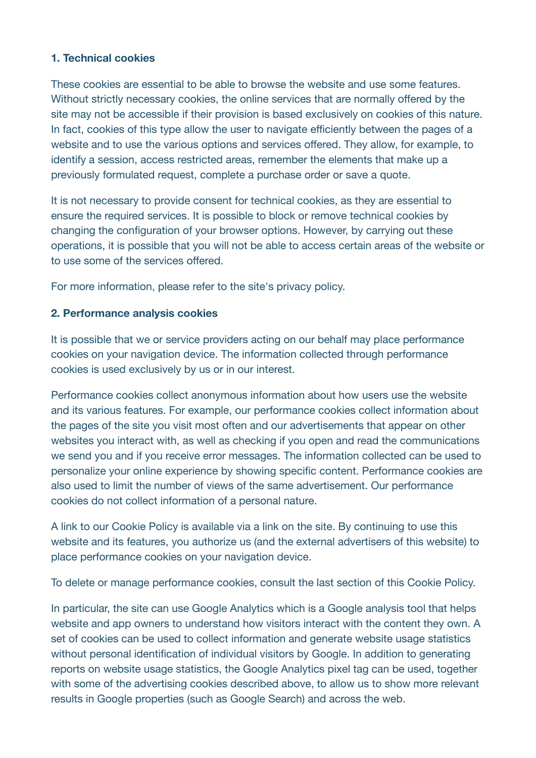**1. Technical cookies**

These cookies are essential to be able to browse the website and use some features. Without strictly necessary cookies, the online services that are normally offered by the site may not be accessible if their provision is based exclusively on cookies of this nature. In fact, cookies of this type allow the user to navigate efficiently between the pages of a website and to use the various options and services offered. They allow, for example, to identify a session, access restricted areas, remember the elements that make up a previously formulated request, complete a purchase order or save a quote.

It is not necessary to provide consent for technical cookies, as they are essential to ensure the required services. It is possible to block or remove technical cookies by changing the configuration of your browser options. However, by carrying out these operations, it is possible that you will not be able to access certain areas of the website or to use some of the services offered.

For more information, please refer to the site's privacy policy.

**2. Performance analysis cookies**

It is possible that we or service providers acting on our behalf may place performance cookies on your navigation device. The information collected through performance cookies is used exclusively by us or in our interest.

Performance cookies collect anonymous information about how users use the website and its various features. For example, our performance cookies collect information about the pages of the site you visit most often and our advertisements that appear on other websites you interact with, as well as checking if you open and read the communications we send you and if you receive error messages. The information collected can be used to personalize your online experience by showing specific content. Performance cookies are also used to limit the number of views of the same advertisement. Our performance cookies do not collect information of a personal nature.

A link to our Cookie Policy is available via a link on the site. By continuing to use this website and its features, you authorize us (and the external advertisers of this website) to place performance cookies on your navigation device.

To delete or manage performance cookies, consult the last section of this Cookie Policy.

In particular, the site can use Google Analytics which is a Google analysis tool that helps website and app owners to understand how visitors interact with the content they own. A set of cookies can be used to collect information and generate website usage statistics without personal identification of individual visitors by Google. In addition to generating reports on website usage statistics, the Google Analytics pixel tag can be used, together with some of the advertising cookies described above, to allow us to show more relevant results in Google properties (such as Google Search) and across the web.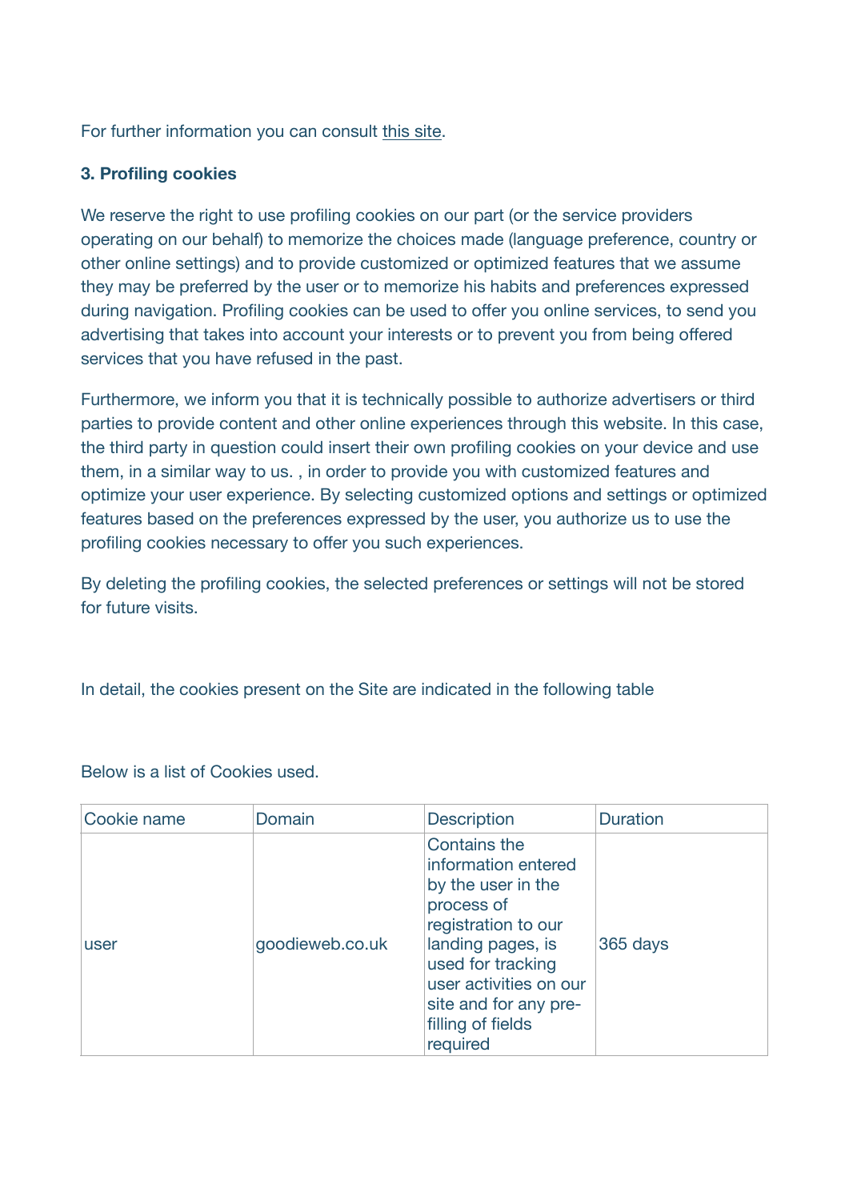For further information you can consult this site.

### 3. Profiling cookies

We reserve the right to use profiling cookies on our part (or the service providers operating on our behalf) to memorize the choices made (language preference, country or other online settings) and to provide customized or optimized features that we assume they may be preferred by the user or to memorize his habits and preferences expressed during navigation. Profiling cookies can be used to offer you online services, to send you advertising that takes into account your interests or to prevent you from being offered services that you have refused in the past.

Furthermore, we inform you that it is technically possible to authorize advertisers or third parties to provide content and other online experiences through this website. In this case, the third party in question could insert their own profiling cookies on your device and use them, in a similar way to us. , in order to provide you with customized features and optimize your user experience. By selecting customized options and settings or optimized features based on the preferences expressed by the user, you authorize us to use the profiling cookies necessary to offer you such experiences.

By deleting the profiling cookies, the selected preferences or settings will not be stored for future visits.

In detail, the cookies present on the Site are indicated in the following table

Below is a list of Cookies used.

| Cookie name | Domain | Description | Duration |
| --- | --- | --- | --- |
| user | goodieweb.co.uk | Contains the information entered by the user in the process of registration to our landing pages, is used for tracking user activities on our site and for any pre-filling of fields required | 365 days |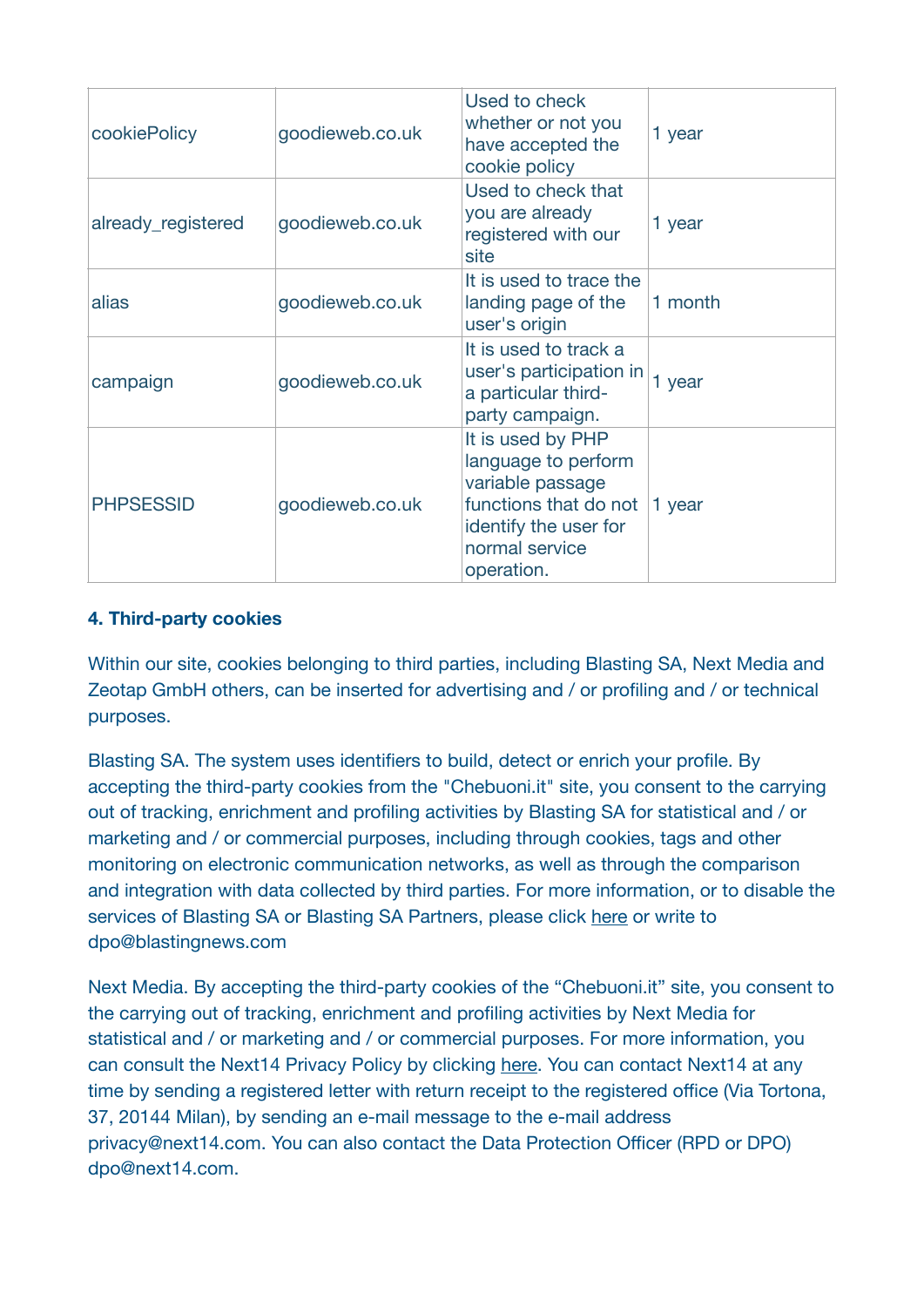| cookiePolicy | goodieweb.co.uk | Used to check whether or not you have accepted the cookie policy | 1 year |
|---|---|---|---|
| already_registered | goodieweb.co.uk | Used to check that you are already registered with our site | 1 year |
| alias | goodieweb.co.uk | It is used to trace the landing page of the user's origin | 1 month |
| campaign | goodieweb.co.uk | It is used to track a user's participation in a particular third-party campaign. | 1 year |
| PHPSESSID | goodieweb.co.uk | It is used by PHP language to perform variable passage functions that do not identify the user for normal service operation. | 1 year |

**4. Third-party cookies**

Within our site, cookies belonging to third parties, including Blasting SA, Next Media and Zeotap GmbH others, can be inserted for advertising and / or profiling and / or technical purposes.

Blasting SA. The system uses identifiers to build, detect or enrich your profile. By accepting the third-party cookies from the "Chebuoni.it" site, you consent to the carrying out of tracking, enrichment and profiling activities by Blasting SA for statistical and / or marketing and / or commercial purposes, including through cookies, tags and other monitoring on electronic communication networks, as well as through the comparison and integration with data collected by third parties. For more information, or to disable the services of Blasting SA or Blasting SA Partners, please click here or write to dpo@blastingnews.com

Next Media. By accepting the third-party cookies of the "Chebuoni.it" site, you consent to the carrying out of tracking, enrichment and profiling activities by Next Media for statistical and / or marketing and / or commercial purposes. For more information, you can consult the Next14 Privacy Policy by clicking here. You can contact Next14 at any time by sending a registered letter with return receipt to the registered office (Via Tortona, 37, 20144 Milan), by sending an e-mail message to the e-mail address privacy@next14.com. You can also contact the Data Protection Officer (RPD or DPO) dpo@next14.com.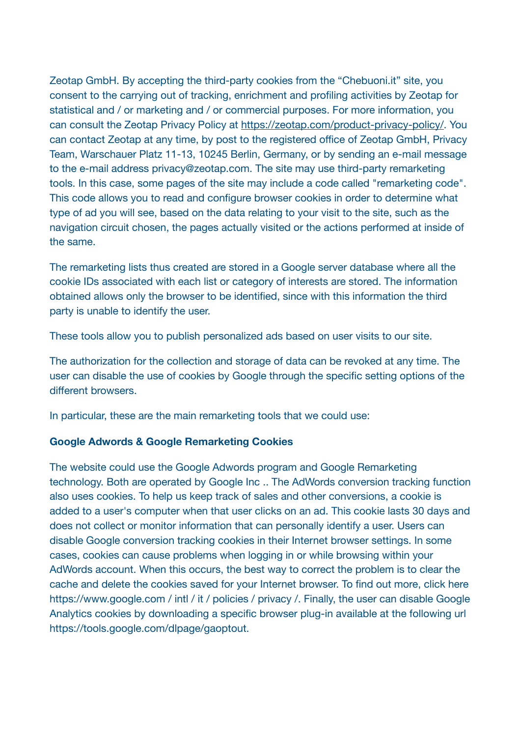Zeotap GmbH. By accepting the third-party cookies from the "Chebuoni.it" site, you consent to the carrying out of tracking, enrichment and profiling activities by Zeotap for statistical and / or marketing and / or commercial purposes. For more information, you can consult the Zeotap Privacy Policy at https://zeotap.com/product-privacy-policy/. You can contact Zeotap at any time, by post to the registered office of Zeotap GmbH, Privacy Team, Warschauer Platz 11-13, 10245 Berlin, Germany, or by sending an e-mail message to the e-mail address privacy@zeotap.com. The site may use third-party remarketing tools. In this case, some pages of the site may include a code called "remarketing code". This code allows you to read and configure browser cookies in order to determine what type of ad you will see, based on the data relating to your visit to the site, such as the navigation circuit chosen, the pages actually visited or the actions performed at inside of the same.

The remarketing lists thus created are stored in a Google server database where all the cookie IDs associated with each list or category of interests are stored. The information obtained allows only the browser to be identified, since with this information the third party is unable to identify the user.

These tools allow you to publish personalized ads based on user visits to our site.

The authorization for the collection and storage of data can be revoked at any time. The user can disable the use of cookies by Google through the specific setting options of the different browsers.

In particular, these are the main remarketing tools that we could use:

**Google Adwords & Google Remarketing Cookies**

The website could use the Google Adwords program and Google Remarketing technology. Both are operated by Google Inc .. The AdWords conversion tracking function also uses cookies. To help us keep track of sales and other conversions, a cookie is added to a user's computer when that user clicks on an ad. This cookie lasts 30 days and does not collect or monitor information that can personally identify a user. Users can disable Google conversion tracking cookies in their Internet browser settings. In some cases, cookies can cause problems when logging in or while browsing within your AdWords account. When this occurs, the best way to correct the problem is to clear the cache and delete the cookies saved for your Internet browser. To find out more, click here https://www.google.com / intl / it / policies / privacy /. Finally, the user can disable Google Analytics cookies by downloading a specific browser plug-in available at the following url https://tools.google.com/dlpage/gaoptout.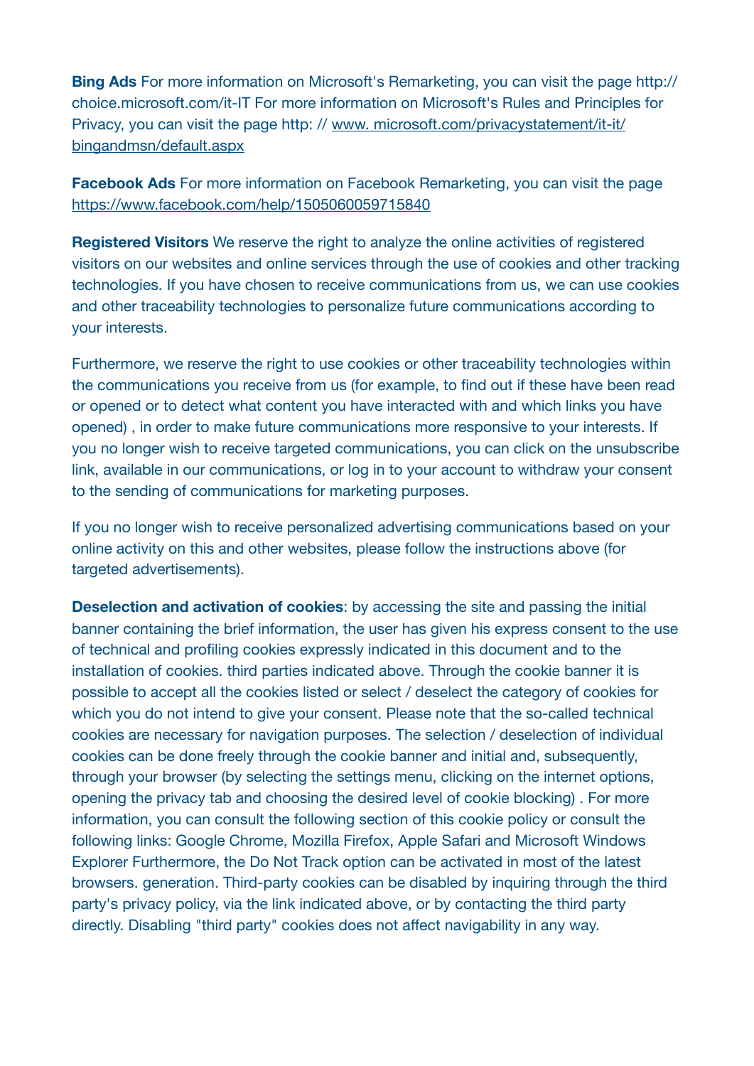**Bing Ads** For more information on Microsoft's Remarketing, you can visit the page http:// choice.microsoft.com/it-IT For more information on Microsoft's Rules and Principles for Privacy, you can visit the page http: // www. microsoft.com/privacystatement/it-it/ bingandmsn/default.aspx

**Facebook Ads** For more information on Facebook Remarketing, you can visit the page https://www.facebook.com/help/1505060059715840

**Registered Visitors** We reserve the right to analyze the online activities of registered visitors on our websites and online services through the use of cookies and other tracking technologies. If you have chosen to receive communications from us, we can use cookies and other traceability technologies to personalize future communications according to your interests.

Furthermore, we reserve the right to use cookies or other traceability technologies within the communications you receive from us (for example, to find out if these have been read or opened or to detect what content you have interacted with and which links you have opened) , in order to make future communications more responsive to your interests. If you no longer wish to receive targeted communications, you can click on the unsubscribe link, available in our communications, or log in to your account to withdraw your consent to the sending of communications for marketing purposes.

If you no longer wish to receive personalized advertising communications based on your online activity on this and other websites, please follow the instructions above (for targeted advertisements).

**Deselection and activation of cookies**: by accessing the site and passing the initial banner containing the brief information, the user has given his express consent to the use of technical and profiling cookies expressly indicated in this document and to the installation of cookies. third parties indicated above. Through the cookie banner it is possible to accept all the cookies listed or select / deselect the category of cookies for which you do not intend to give your consent. Please note that the so-called technical cookies are necessary for navigation purposes. The selection / deselection of individual cookies can be done freely through the cookie banner and initial and, subsequently, through your browser (by selecting the settings menu, clicking on the internet options, opening the privacy tab and choosing the desired level of cookie blocking) . For more information, you can consult the following section of this cookie policy or consult the following links: Google Chrome, Mozilla Firefox, Apple Safari and Microsoft Windows Explorer Furthermore, the Do Not Track option can be activated in most of the latest browsers. generation. Third-party cookies can be disabled by inquiring through the third party's privacy policy, via the link indicated above, or by contacting the third party directly. Disabling "third party" cookies does not affect navigability in any way.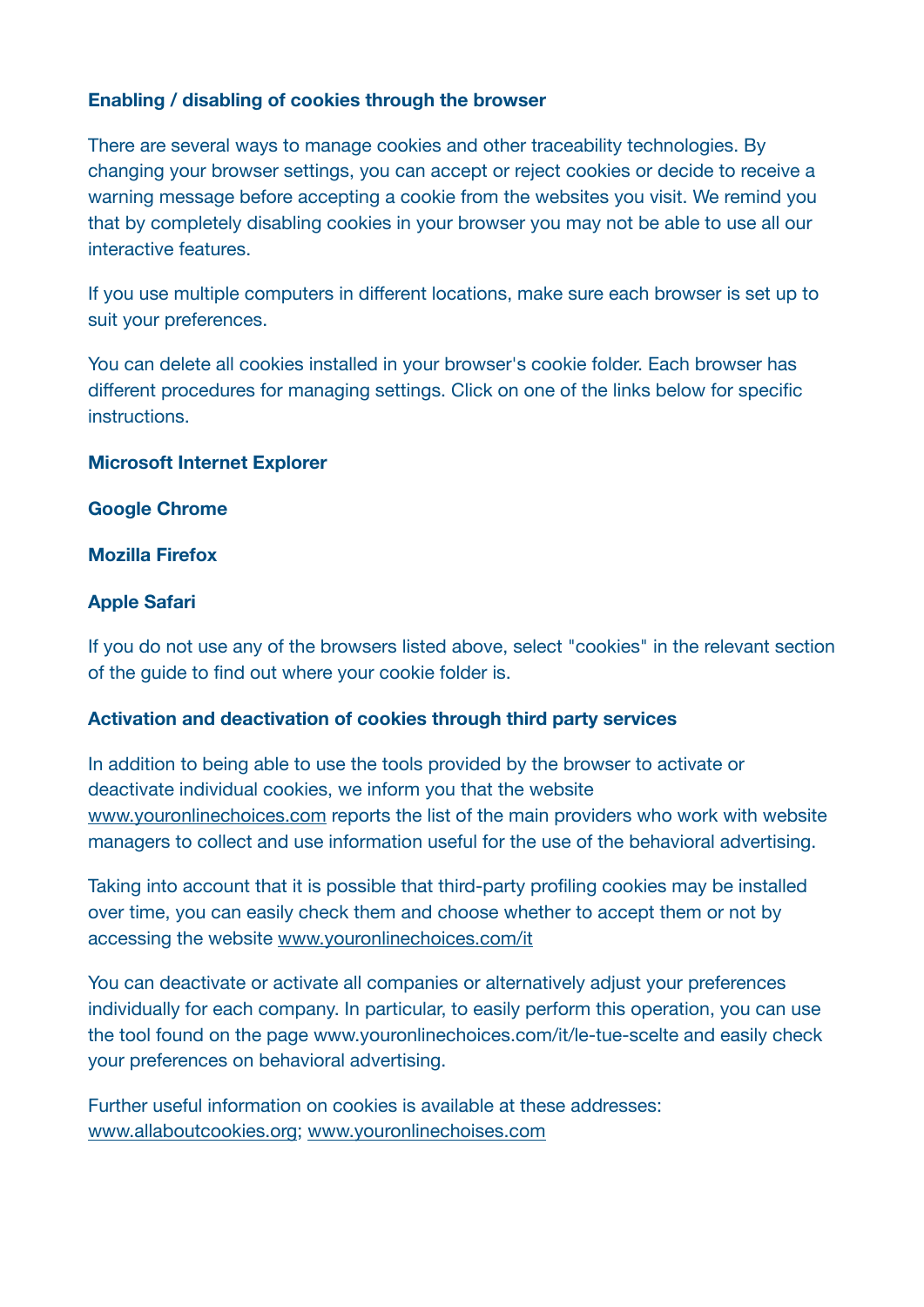**Enabling / disabling of cookies through the browser**

There are several ways to manage cookies and other traceability technologies. By changing your browser settings, you can accept or reject cookies or decide to receive a warning message before accepting a cookie from the websites you visit. We remind you that by completely disabling cookies in your browser you may not be able to use all our interactive features.

If you use multiple computers in different locations, make sure each browser is set up to suit your preferences.

You can delete all cookies installed in your browser's cookie folder. Each browser has different procedures for managing settings. Click on one of the links below for specific instructions.

**Microsoft Internet Explorer**

**Google Chrome**

**Mozilla Firefox**

**Apple Safari**

If you do not use any of the browsers listed above, select "cookies" in the relevant section of the guide to find out where your cookie folder is.

**Activation and deactivation of cookies through third party services**

In addition to being able to use the tools provided by the browser to activate or deactivate individual cookies, we inform you that the website www.youronlinechoices.com reports the list of the main providers who work with website managers to collect and use information useful for the use of the behavioral advertising.

Taking into account that it is possible that third-party profiling cookies may be installed over time, you can easily check them and choose whether to accept them or not by accessing the website www.youronlinechoices.com/it

You can deactivate or activate all companies or alternatively adjust your preferences individually for each company. In particular, to easily perform this operation, you can use the tool found on the page www.youronlinechoices.com/it/le-tue-scelte and easily check your preferences on behavioral advertising.

Further useful information on cookies is available at these addresses: www.allaboutcookies.org; www.youronlinechoises.com